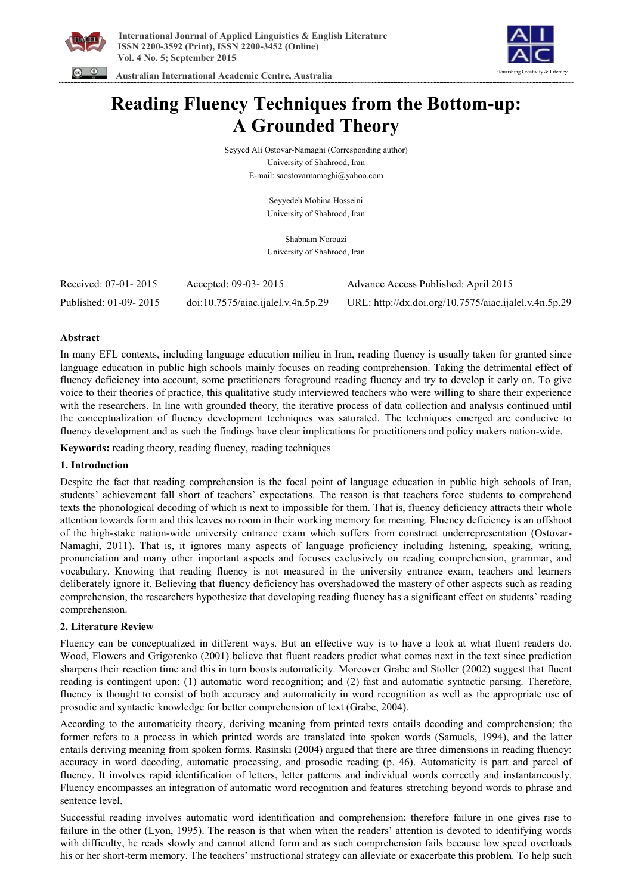# Reading Fluency Techniques from the Bottom-up: A Grounded Theory

Seyyed Ali Ostovar-Namaghi (Corresponding author)
University of Shahrood, Iran
E-mail: saostovarnamaghi@yahoo.com

Seyyedeh Mobina Hosseini
University of Shahrood, Iran

Shabnam Norouzi
University of Shahrood, Iran

| Received: 07-01- 2015 | Accepted: 09-03- 2015 | Advance Access Published: April 2015 |
|---|---|---|
| Published: 01-09- 2015 | doi:10.7575/aiac.ijalel.v.4n.5p.29 | URL: http://dx.doi.org/10.7575/aiac.ijalel.v.4n.5p.29 |

**Abstract**

In many EFL contexts, including language education milieu in Iran, reading fluency is usually taken for granted since language education in public high schools mainly focuses on reading comprehension. Taking the detrimental effect of fluency deficiency into account, some practitioners foreground reading fluency and try to develop it early on. To give voice to their theories of practice, this qualitative study interviewed teachers who were willing to share their experience with the researchers. In line with grounded theory, the iterative process of data collection and analysis continued until the conceptualization of fluency development techniques was saturated. The techniques emerged are conducive to fluency development and as such the findings have clear implications for practitioners and policy makers nation-wide.

**Keywords:** reading theory, reading fluency, reading techniques

## 1. Introduction

Despite the fact that reading comprehension is the focal point of language education in public high schools of Iran, students' achievement fall short of teachers' expectations. The reason is that teachers force students to comprehend texts the phonological decoding of which is next to impossible for them. That is, fluency deficiency attracts their whole attention towards form and this leaves no room in their working memory for meaning. Fluency deficiency is an offshoot of the high-stake nation-wide university entrance exam which suffers from construct underrepresentation (Ostovar-Namaghi, 2011). That is, it ignores many aspects of language proficiency including listening, speaking, writing, pronunciation and many other important aspects and focuses exclusively on reading comprehension, grammar, and vocabulary. Knowing that reading fluency is not measured in the university entrance exam, teachers and learners deliberately ignore it. Believing that fluency deficiency has overshadowed the mastery of other aspects such as reading comprehension, the researchers hypothesize that developing reading fluency has a significant effect on students' reading comprehension.

## 2. Literature Review

Fluency can be conceptualized in different ways. But an effective way is to have a look at what fluent readers do. Wood, Flowers and Grigorenko (2001) believe that fluent readers predict what comes next in the text since prediction sharpens their reaction time and this in turn boosts automaticity. Moreover Grabe and Stoller (2002) suggest that fluent reading is contingent upon: (1) automatic word recognition; and (2) fast and automatic syntactic parsing. Therefore, fluency is thought to consist of both accuracy and automaticity in word recognition as well as the appropriate use of prosodic and syntactic knowledge for better comprehension of text (Grabe, 2004).

According to the automaticity theory, deriving meaning from printed texts entails decoding and comprehension; the former refers to a process in which printed words are translated into spoken words (Samuels, 1994), and the latter entails deriving meaning from spoken forms. Rasinski (2004) argued that there are three dimensions in reading fluency: accuracy in word decoding, automatic processing, and prosodic reading (p. 46). Automaticity is part and parcel of fluency. It involves rapid identification of letters, letter patterns and individual words correctly and instantaneously. Fluency encompasses an integration of automatic word recognition and features stretching beyond words to phrase and sentence level.

Successful reading involves automatic word identification and comprehension; therefore failure in one gives rise to failure in the other (Lyon, 1995). The reason is that when when the readers' attention is devoted to identifying words with difficulty, he reads slowly and cannot attend form and as such comprehension fails because low speed overloads his or her short-term memory. The teachers' instructional strategy can alleviate or exacerbate this problem. To help such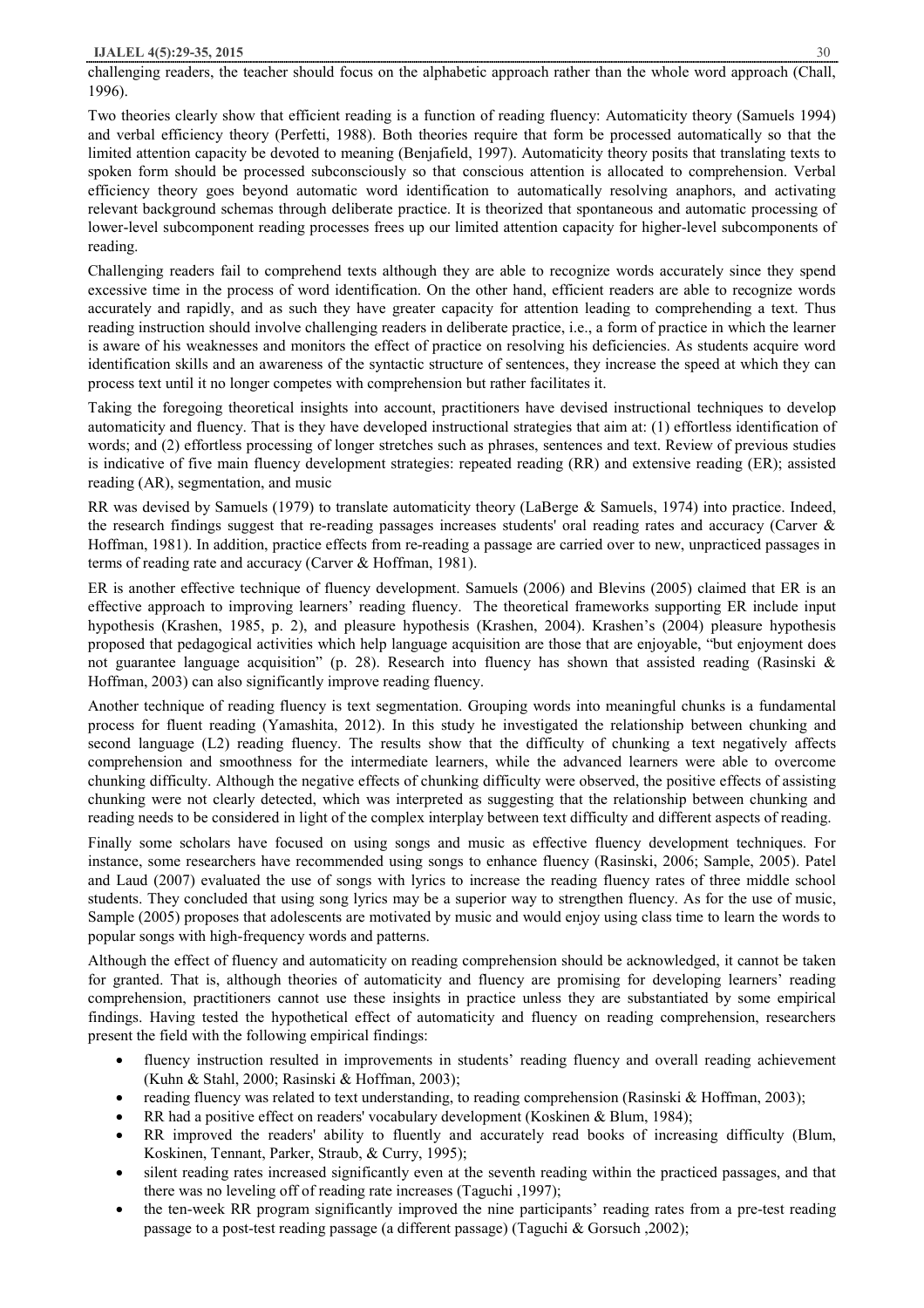challenging readers, the teacher should focus on the alphabetic approach rather than the whole word approach (Chall, 1996).

Two theories clearly show that efficient reading is a function of reading fluency: Automaticity theory (Samuels 1994) and verbal efficiency theory (Perfetti, 1988). Both theories require that form be processed automatically so that the limited attention capacity be devoted to meaning (Benjafield, 1997). Automaticity theory posits that translating texts to spoken form should be processed subconsciously so that conscious attention is allocated to comprehension. Verbal efficiency theory goes beyond automatic word identification to automatically resolving anaphors, and activating relevant background schemas through deliberate practice. It is theorized that spontaneous and automatic processing of lower-level subcomponent reading processes frees up our limited attention capacity for higher-level subcomponents of reading.

Challenging readers fail to comprehend texts although they are able to recognize words accurately since they spend excessive time in the process of word identification. On the other hand, efficient readers are able to recognize words accurately and rapidly, and as such they have greater capacity for attention leading to comprehending a text. Thus reading instruction should involve challenging readers in deliberate practice, i.e., a form of practice in which the learner is aware of his weaknesses and monitors the effect of practice on resolving his deficiencies. As students acquire word identification skills and an awareness of the syntactic structure of sentences, they increase the speed at which they can process text until it no longer competes with comprehension but rather facilitates it.

Taking the foregoing theoretical insights into account, practitioners have devised instructional techniques to develop automaticity and fluency. That is they have developed instructional strategies that aim at: (1) effortless identification of words; and (2) effortless processing of longer stretches such as phrases, sentences and text. Review of previous studies is indicative of five main fluency development strategies: repeated reading (RR) and extensive reading (ER); assisted reading (AR), segmentation, and music

RR was devised by Samuels (1979) to translate automaticity theory (LaBerge & Samuels, 1974) into practice. Indeed, the research findings suggest that re-reading passages increases students' oral reading rates and accuracy (Carver & Hoffman, 1981). In addition, practice effects from re-reading a passage are carried over to new, unpracticed passages in terms of reading rate and accuracy (Carver & Hoffman, 1981).

ER is another effective technique of fluency development. Samuels (2006) and Blevins (2005) claimed that ER is an effective approach to improving learners' reading fluency. The theoretical frameworks supporting ER include input hypothesis (Krashen, 1985, p. 2), and pleasure hypothesis (Krashen, 2004). Krashen's (2004) pleasure hypothesis proposed that pedagogical activities which help language acquisition are those that are enjoyable, "but enjoyment does not guarantee language acquisition" (p. 28). Research into fluency has shown that assisted reading (Rasinski & Hoffman, 2003) can also significantly improve reading fluency.

Another technique of reading fluency is text segmentation. Grouping words into meaningful chunks is a fundamental process for fluent reading (Yamashita, 2012). In this study he investigated the relationship between chunking and second language (L2) reading fluency. The results show that the difficulty of chunking a text negatively affects comprehension and smoothness for the intermediate learners, while the advanced learners were able to overcome chunking difficulty. Although the negative effects of chunking difficulty were observed, the positive effects of assisting chunking were not clearly detected, which was interpreted as suggesting that the relationship between chunking and reading needs to be considered in light of the complex interplay between text difficulty and different aspects of reading.

Finally some scholars have focused on using songs and music as effective fluency development techniques. For instance, some researchers have recommended using songs to enhance fluency (Rasinski, 2006; Sample, 2005). Patel and Laud (2007) evaluated the use of songs with lyrics to increase the reading fluency rates of three middle school students. They concluded that using song lyrics may be a superior way to strengthen fluency. As for the use of music, Sample (2005) proposes that adolescents are motivated by music and would enjoy using class time to learn the words to popular songs with high-frequency words and patterns.

Although the effect of fluency and automaticity on reading comprehension should be acknowledged, it cannot be taken for granted. That is, although theories of automaticity and fluency are promising for developing learners' reading comprehension, practitioners cannot use these insights in practice unless they are substantiated by some empirical findings. Having tested the hypothetical effect of automaticity and fluency on reading comprehension, researchers present the field with the following empirical findings:

- fluency instruction resulted in improvements in students' reading fluency and overall reading achievement (Kuhn & Stahl, 2000; Rasinski & Hoffman, 2003);
- reading fluency was related to text understanding, to reading comprehension (Rasinski & Hoffman, 2003);
- RR had a positive effect on readers' vocabulary development (Koskinen & Blum, 1984);
- RR improved the readers' ability to fluently and accurately read books of increasing difficulty (Blum, Koskinen, Tennant, Parker, Straub, & Curry, 1995);
- silent reading rates increased significantly even at the seventh reading within the practiced passages, and that there was no leveling off of reading rate increases (Taguchi ,1997);
- the ten-week RR program significantly improved the nine participants' reading rates from a pre-test reading passage to a post-test reading passage (a different passage) (Taguchi & Gorsuch ,2002);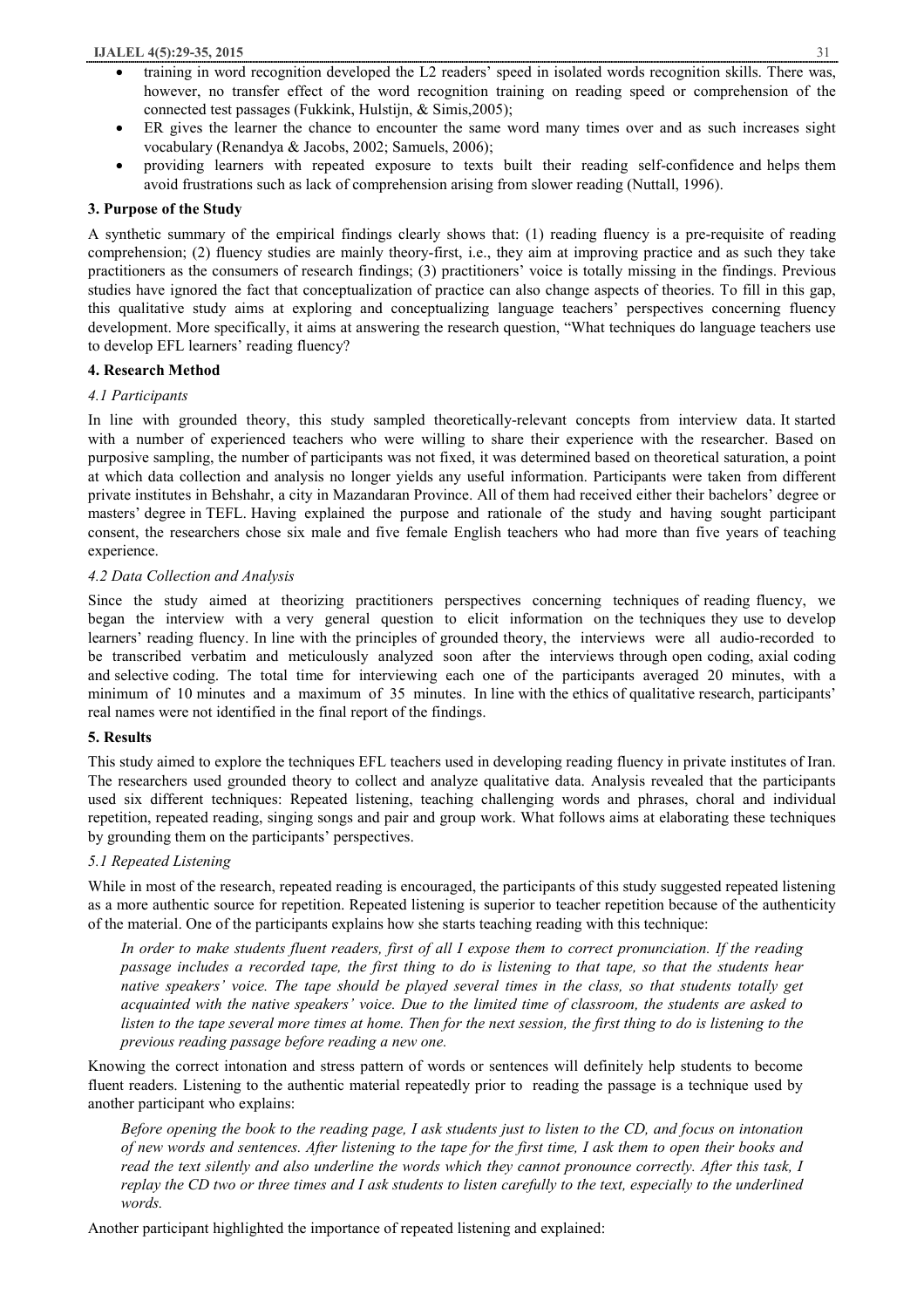- training in word recognition developed the L2 readers' speed in isolated words recognition skills. There was, however, no transfer effect of the word recognition training on reading speed or comprehension of the connected test passages (Fukkink, Hulstijn, & Simis,2005);
- ER gives the learner the chance to encounter the same word many times over and as such increases sight vocabulary (Renandya & Jacobs, 2002; Samuels, 2006);
- providing learners with repeated exposure to texts built their reading self-confidence and helps them avoid frustrations such as lack of comprehension arising from slower reading (Nuttall, 1996).

### 3. Purpose of the Study

A synthetic summary of the empirical findings clearly shows that: (1) reading fluency is a pre-requisite of reading comprehension; (2) fluency studies are mainly theory-first, i.e., they aim at improving practice and as such they take practitioners as the consumers of research findings; (3) practitioners' voice is totally missing in the findings. Previous studies have ignored the fact that conceptualization of practice can also change aspects of theories. To fill in this gap, this qualitative study aims at exploring and conceptualizing language teachers' perspectives concerning fluency development. More specifically, it aims at answering the research question, "What techniques do language teachers use to develop EFL learners' reading fluency?

### 4. Research Method

#### *4.1 Participants*

In line with grounded theory, this study sampled theoretically-relevant concepts from interview data. It started with a number of experienced teachers who were willing to share their experience with the researcher. Based on purposive sampling, the number of participants was not fixed, it was determined based on theoretical saturation, a point at which data collection and analysis no longer yields any useful information. Participants were taken from different private institutes in Behshahr, a city in Mazandaran Province. All of them had received either their bachelors' degree or masters' degree in TEFL. Having explained the purpose and rationale of the study and having sought participant consent, the researchers chose six male and five female English teachers who had more than five years of teaching experience.

#### *4.2 Data Collection and Analysis*

Since the study aimed at theorizing practitioners perspectives concerning techniques of reading fluency, we began the interview with a very general question to elicit information on the techniques they use to develop learners' reading fluency. In line with the principles of grounded theory, the interviews were all audio-recorded to be transcribed verbatim and meticulously analyzed soon after the interviews through open coding, axial coding and selective coding. The total time for interviewing each one of the participants averaged 20 minutes, with a minimum of 10 minutes and a maximum of 35 minutes. In line with the ethics of qualitative research, participants' real names were not identified in the final report of the findings.

### 5. Results

This study aimed to explore the techniques EFL teachers used in developing reading fluency in private institutes of Iran. The researchers used grounded theory to collect and analyze qualitative data. Analysis revealed that the participants used six different techniques: Repeated listening, teaching challenging words and phrases, choral and individual repetition, repeated reading, singing songs and pair and group work. What follows aims at elaborating these techniques by grounding them on the participants' perspectives.

#### *5.1 Repeated Listening*

While in most of the research, repeated reading is encouraged, the participants of this study suggested repeated listening as a more authentic source for repetition. Repeated listening is superior to teacher repetition because of the authenticity of the material. One of the participants explains how she starts teaching reading with this technique:

> *In order to make students fluent readers, first of all I expose them to correct pronunciation. If the reading passage includes a recorded tape, the first thing to do is listening to that tape, so that the students hear native speakers' voice. The tape should be played several times in the class, so that students totally get acquainted with the native speakers' voice. Due to the limited time of classroom, the students are asked to listen to the tape several more times at home. Then for the next session, the first thing to do is listening to the previous reading passage before reading a new one.*

Knowing the correct intonation and stress pattern of words or sentences will definitely help students to become fluent readers. Listening to the authentic material repeatedly prior to reading the passage is a technique used by another participant who explains:

> *Before opening the book to the reading page, I ask students just to listen to the CD, and focus on intonation of new words and sentences. After listening to the tape for the first time, I ask them to open their books and read the text silently and also underline the words which they cannot pronounce correctly. After this task, I replay the CD two or three times and I ask students to listen carefully to the text, especially to the underlined words.*

Another participant highlighted the importance of repeated listening and explained: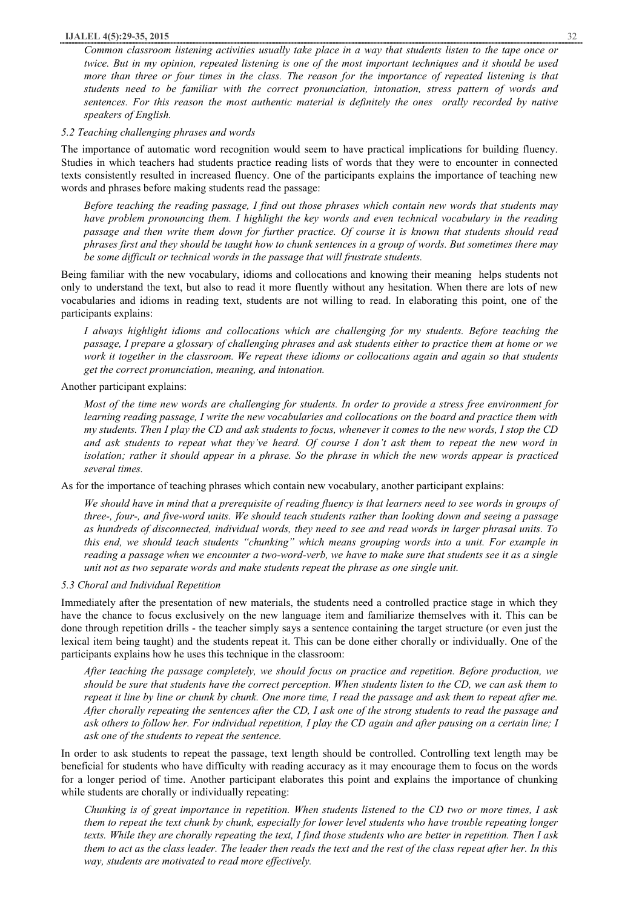*Common classroom listening activities usually take place in a way that students listen to the tape once or twice. But in my opinion, repeated listening is one of the most important techniques and it should be used more than three or four times in the class. The reason for the importance of repeated listening is that students need to be familiar with the correct pronunciation, intonation, stress pattern of words and sentences. For this reason the most authentic material is definitely the ones orally recorded by native speakers of English.*

*5.2 Teaching challenging phrases and words*

The importance of automatic word recognition would seem to have practical implications for building fluency. Studies in which teachers had students practice reading lists of words that they were to encounter in connected texts consistently resulted in increased fluency. One of the participants explains the importance of teaching new words and phrases before making students read the passage:

*Before teaching the reading passage, I find out those phrases which contain new words that students may have problem pronouncing them. I highlight the key words and even technical vocabulary in the reading passage and then write them down for further practice. Of course it is known that students should read phrases first and they should be taught how to chunk sentences in a group of words. But sometimes there may be some difficult or technical words in the passage that will frustrate students.*

Being familiar with the new vocabulary, idioms and collocations and knowing their meaning helps students not only to understand the text, but also to read it more fluently without any hesitation. When there are lots of new vocabularies and idioms in reading text, students are not willing to read. In elaborating this point, one of the participants explains:

*I always highlight idioms and collocations which are challenging for my students. Before teaching the passage, I prepare a glossary of challenging phrases and ask students either to practice them at home or we work it together in the classroom. We repeat these idioms or collocations again and again so that students get the correct pronunciation, meaning, and intonation.*

Another participant explains:

*Most of the time new words are challenging for students. In order to provide a stress free environment for learning reading passage, I write the new vocabularies and collocations on the board and practice them with my students. Then I play the CD and ask students to focus, whenever it comes to the new words, I stop the CD and ask students to repeat what they've heard. Of course I don't ask them to repeat the new word in isolation; rather it should appear in a phrase. So the phrase in which the new words appear is practiced several times.*

As for the importance of teaching phrases which contain new vocabulary, another participant explains:

*We should have in mind that a prerequisite of reading fluency is that learners need to see words in groups of three-, four-, and five-word units. We should teach students rather than looking down and seeing a passage as hundreds of disconnected, individual words, they need to see and read words in larger phrasal units. To this end, we should teach students "chunking" which means grouping words into a unit. For example in reading a passage when we encounter a two-word-verb, we have to make sure that students see it as a single unit not as two separate words and make students repeat the phrase as one single unit.*

*5.3 Choral and Individual Repetition*

Immediately after the presentation of new materials, the students need a controlled practice stage in which they have the chance to focus exclusively on the new language item and familiarize themselves with it. This can be done through repetition drills - the teacher simply says a sentence containing the target structure (or even just the lexical item being taught) and the students repeat it. This can be done either chorally or individually. One of the participants explains how he uses this technique in the classroom:

*After teaching the passage completely, we should focus on practice and repetition. Before production, we should be sure that students have the correct perception. When students listen to the CD, we can ask them to repeat it line by line or chunk by chunk. One more time, I read the passage and ask them to repeat after me. After chorally repeating the sentences after the CD, I ask one of the strong students to read the passage and ask others to follow her. For individual repetition, I play the CD again and after pausing on a certain line; I ask one of the students to repeat the sentence.*

In order to ask students to repeat the passage, text length should be controlled. Controlling text length may be beneficial for students who have difficulty with reading accuracy as it may encourage them to focus on the words for a longer period of time. Another participant elaborates this point and explains the importance of chunking while students are chorally or individually repeating:

*Chunking is of great importance in repetition. When students listened to the CD two or more times, I ask them to repeat the text chunk by chunk, especially for lower level students who have trouble repeating longer texts. While they are chorally repeating the text, I find those students who are better in repetition. Then I ask them to act as the class leader. The leader then reads the text and the rest of the class repeat after her. In this way, students are motivated to read more effectively.*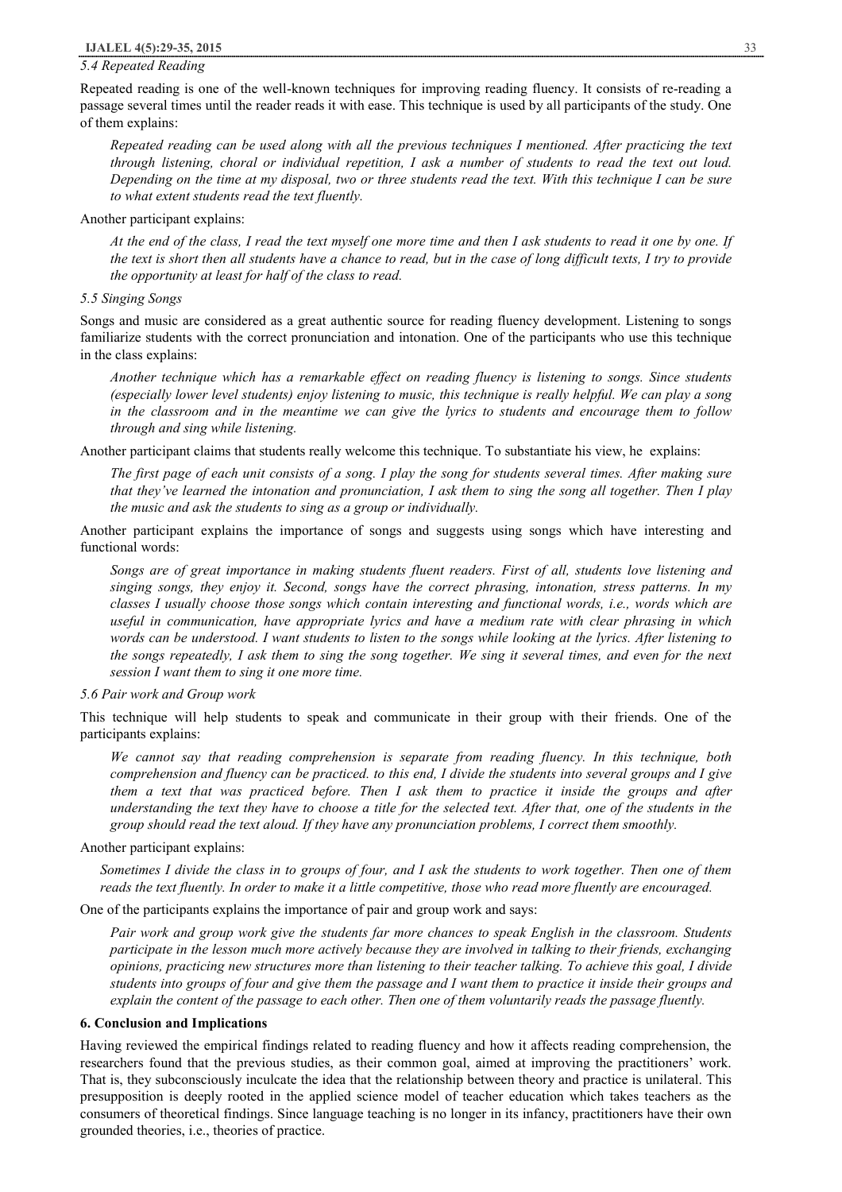*5.4 Repeated Reading*

Repeated reading is one of the well-known techniques for improving reading fluency. It consists of re-reading a passage several times until the reader reads it with ease. This technique is used by all participants of the study. One of them explains:

> *Repeated reading can be used along with all the previous techniques I mentioned. After practicing the text through listening, choral or individual repetition, I ask a number of students to read the text out loud. Depending on the time at my disposal, two or three students read the text. With this technique I can be sure to what extent students read the text fluently.*

Another participant explains:

> *At the end of the class, I read the text myself one more time and then I ask students to read it one by one. If the text is short then all students have a chance to read, but in the case of long difficult texts, I try to provide the opportunity at least for half of the class to read.*

*5.5 Singing Songs*

Songs and music are considered as a great authentic source for reading fluency development. Listening to songs familiarize students with the correct pronunciation and intonation. One of the participants who use this technique in the class explains:

> *Another technique which has a remarkable effect on reading fluency is listening to songs. Since students (especially lower level students) enjoy listening to music, this technique is really helpful. We can play a song in the classroom and in the meantime we can give the lyrics to students and encourage them to follow through and sing while listening.*

Another participant claims that students really welcome this technique. To substantiate his view, he explains:

> *The first page of each unit consists of a song. I play the song for students several times. After making sure that they've learned the intonation and pronunciation, I ask them to sing the song all together. Then I play the music and ask the students to sing as a group or individually.*

Another participant explains the importance of songs and suggests using songs which have interesting and functional words:

> *Songs are of great importance in making students fluent readers. First of all, students love listening and singing songs, they enjoy it. Second, songs have the correct phrasing, intonation, stress patterns. In my classes I usually choose those songs which contain interesting and functional words, i.e., words which are useful in communication, have appropriate lyrics and have a medium rate with clear phrasing in which words can be understood. I want students to listen to the songs while looking at the lyrics. After listening to the songs repeatedly, I ask them to sing the song together. We sing it several times, and even for the next session I want them to sing it one more time.*

*5.6 Pair work and Group work*

This technique will help students to speak and communicate in their group with their friends. One of the participants explains:

> *We cannot say that reading comprehension is separate from reading fluency. In this technique, both comprehension and fluency can be practiced. to this end, I divide the students into several groups and I give them a text that was practiced before. Then I ask them to practice it inside the groups and after understanding the text they have to choose a title for the selected text. After that, one of the students in the group should read the text aloud. If they have any pronunciation problems, I correct them smoothly.*

Another participant explains:

> *Sometimes I divide the class in to groups of four, and I ask the students to work together. Then one of them reads the text fluently. In order to make it a little competitive, those who read more fluently are encouraged.*

One of the participants explains the importance of pair and group work and says:

> *Pair work and group work give the students far more chances to speak English in the classroom. Students participate in the lesson much more actively because they are involved in talking to their friends, exchanging opinions, practicing new structures more than listening to their teacher talking. To achieve this goal, I divide students into groups of four and give them the passage and I want them to practice it inside their groups and explain the content of the passage to each other. Then one of them voluntarily reads the passage fluently.*

## 6. Conclusion and Implications

Having reviewed the empirical findings related to reading fluency and how it affects reading comprehension, the researchers found that the previous studies, as their common goal, aimed at improving the practitioners' work. That is, they subconsciously inculcate the idea that the relationship between theory and practice is unilateral. This presupposition is deeply rooted in the applied science model of teacher education which takes teachers as the consumers of theoretical findings. Since language teaching is no longer in its infancy, practitioners have their own grounded theories, i.e., theories of practice.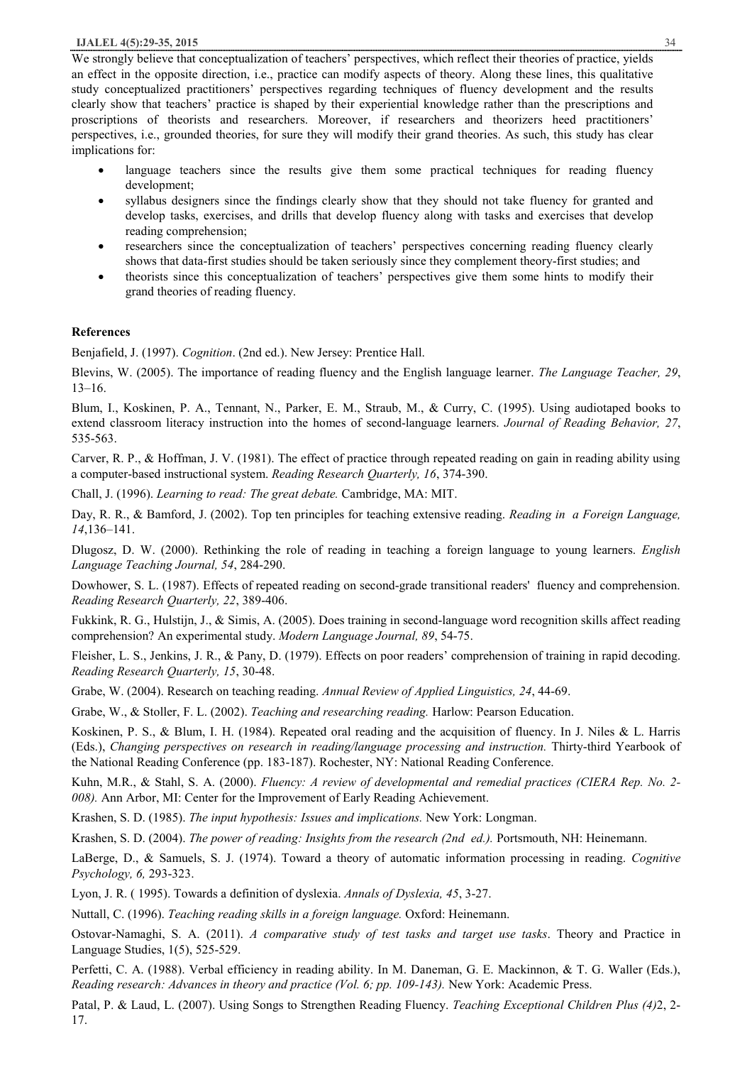We strongly believe that conceptualization of teachers' perspectives, which reflect their theories of practice, yields an effect in the opposite direction, i.e., practice can modify aspects of theory. Along these lines, this qualitative study conceptualized practitioners' perspectives regarding techniques of fluency development and the results clearly show that teachers' practice is shaped by their experiential knowledge rather than the prescriptions and proscriptions of theorists and researchers. Moreover, if researchers and theorizers heed practitioners' perspectives, i.e., grounded theories, for sure they will modify their grand theories. As such, this study has clear implications for:

- language teachers since the results give them some practical techniques for reading fluency development;
- syllabus designers since the findings clearly show that they should not take fluency for granted and develop tasks, exercises, and drills that develop fluency along with tasks and exercises that develop reading comprehension;
- researchers since the conceptualization of teachers' perspectives concerning reading fluency clearly shows that data-first studies should be taken seriously since they complement theory-first studies; and
- theorists since this conceptualization of teachers' perspectives give them some hints to modify their grand theories of reading fluency.

## References

Benjafield, J. (1997). *Cognition*. (2nd ed.). New Jersey: Prentice Hall.

Blevins, W. (2005). The importance of reading fluency and the English language learner. *The Language Teacher, 29*, 13–16.

Blum, I., Koskinen, P. A., Tennant, N., Parker, E. M., Straub, M., & Curry, C. (1995). Using audiotaped books to extend classroom literacy instruction into the homes of second-language learners. *Journal of Reading Behavior, 27*, 535-563.

Carver, R. P., & Hoffman, J. V. (1981). The effect of practice through repeated reading on gain in reading ability using a computer-based instructional system. *Reading Research Quarterly, 16*, 374-390.

Chall, J. (1996). *Learning to read: The great debate.* Cambridge, MA: MIT.

Day, R. R., & Bamford, J. (2002). Top ten principles for teaching extensive reading. *Reading in a Foreign Language, 14*,136–141.

Dlugosz, D. W. (2000). Rethinking the role of reading in teaching a foreign language to young learners. *English Language Teaching Journal, 54*, 284-290.

Dowhower, S. L. (1987). Effects of repeated reading on second-grade transitional readers' fluency and comprehension. *Reading Research Quarterly, 22*, 389-406.

Fukkink, R. G., Hulstijn, J., & Simis, A. (2005). Does training in second-language word recognition skills affect reading comprehension? An experimental study. *Modern Language Journal, 89*, 54-75.

Fleisher, L. S., Jenkins, J. R., & Pany, D. (1979). Effects on poor readers' comprehension of training in rapid decoding. *Reading Research Quarterly, 15*, 30-48.

Grabe, W. (2004). Research on teaching reading. *Annual Review of Applied Linguistics, 24*, 44-69.

Grabe, W., & Stoller, F. L. (2002). *Teaching and researching reading.* Harlow: Pearson Education.

Koskinen, P. S., & Blum, I. H. (1984). Repeated oral reading and the acquisition of fluency. In J. Niles & L. Harris (Eds.), *Changing perspectives on research in reading/language processing and instruction.* Thirty-third Yearbook of the National Reading Conference (pp. 183-187). Rochester, NY: National Reading Conference.

Kuhn, M.R., & Stahl, S. A. (2000). *Fluency: A review of developmental and remedial practices (CIERA Rep. No. 2-008).* Ann Arbor, MI: Center for the Improvement of Early Reading Achievement.

Krashen, S. D. (1985). *The input hypothesis: Issues and implications.* New York: Longman.

Krashen, S. D. (2004). *The power of reading: Insights from the research (2nd ed.).* Portsmouth, NH: Heinemann.

LaBerge, D., & Samuels, S. J. (1974). Toward a theory of automatic information processing in reading. *Cognitive Psychology, 6,* 293-323.

Lyon, J. R. ( 1995). Towards a definition of dyslexia. *Annals of Dyslexia, 45*, 3-27.

Nuttall, C. (1996). *Teaching reading skills in a foreign language.* Oxford: Heinemann.

Ostovar-Namaghi, S. A. (2011). *A comparative study of test tasks and target use tasks*. Theory and Practice in Language Studies, 1(5), 525-529.

Perfetti, C. A. (1988). Verbal efficiency in reading ability. In M. Daneman, G. E. Mackinnon, & T. G. Waller (Eds.), *Reading research: Advances in theory and practice (Vol. 6; pp. 109-143).* New York: Academic Press.

Patal, P. & Laud, L. (2007). Using Songs to Strengthen Reading Fluency. *Teaching Exceptional Children Plus (4)*2, 2-17.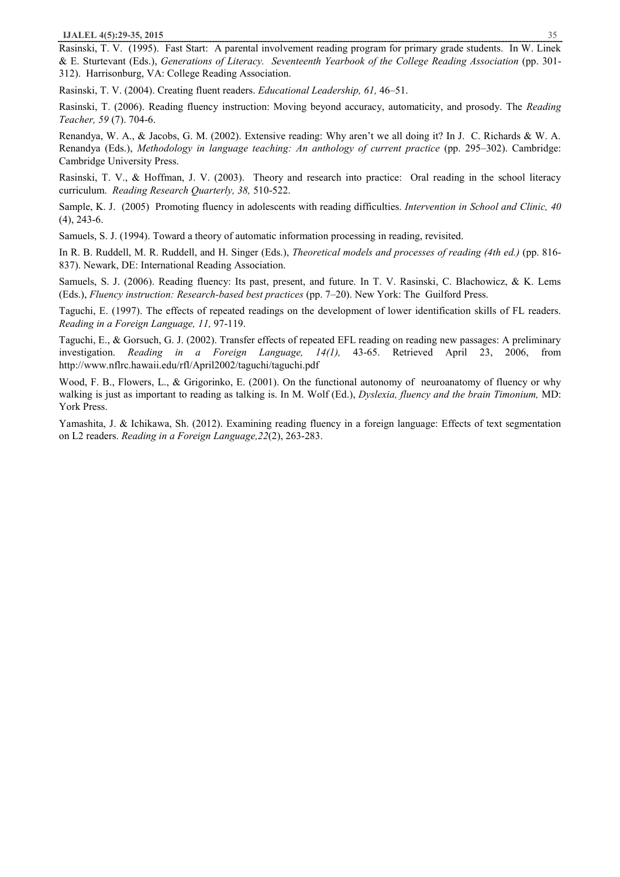Rasinski, T. V. (1995). Fast Start: A parental involvement reading program for primary grade students. In W. Linek & E. Sturtevant (Eds.), *Generations of Literacy. Seventeenth Yearbook of the College Reading Association* (pp. 301-312). Harrisonburg, VA: College Reading Association.

Rasinski, T. V. (2004). Creating fluent readers. *Educational Leadership, 61,* 46–51.

Rasinski, T. (2006). Reading fluency instruction: Moving beyond accuracy, automaticity, and prosody. The *Reading Teacher, 59* (7). 704-6.

Renandya, W. A., & Jacobs, G. M. (2002). Extensive reading: Why aren't we all doing it? In J. C. Richards & W. A. Renandya (Eds.), *Methodology in language teaching: An anthology of current practice* (pp. 295–302). Cambridge: Cambridge University Press.

Rasinski, T. V., & Hoffman, J. V. (2003). Theory and research into practice: Oral reading in the school literacy curriculum. *Reading Research Quarterly, 38,* 510-522.

Sample, K. J. (2005) Promoting fluency in adolescents with reading difficulties. *Intervention in School and Clinic, 40* (4), 243-6.

Samuels, S. J. (1994). Toward a theory of automatic information processing in reading, revisited.

In R. B. Ruddell, M. R. Ruddell, and H. Singer (Eds.), *Theoretical models and processes of reading (4th ed.)* (pp. 816-837). Newark, DE: International Reading Association.

Samuels, S. J. (2006). Reading fluency: Its past, present, and future. In T. V. Rasinski, C. Blachowicz, & K. Lems (Eds.), *Fluency instruction: Research-based best practices* (pp. 7–20). New York: The Guilford Press.

Taguchi, E. (1997). The effects of repeated readings on the development of lower identification skills of FL readers. *Reading in a Foreign Language, 11,* 97-119.

Taguchi, E., & Gorsuch, G. J. (2002). Transfer effects of repeated EFL reading on reading new passages: A preliminary investigation. *Reading in a Foreign Language, 14(1),* 43-65. Retrieved April 23, 2006, from http://www.nflrc.hawaii.edu/rfl/April2002/taguchi/taguchi.pdf

Wood, F. B., Flowers, L., & Grigorinko, E. (2001). On the functional autonomy of neuroanatomy of fluency or why walking is just as important to reading as talking is. In M. Wolf (Ed.), *Dyslexia, fluency and the brain Timonium,* MD: York Press.

Yamashita, J. & Ichikawa, Sh. (2012). Examining reading fluency in a foreign language: Effects of text segmentation on L2 readers. *Reading in a Foreign Language,22*(2), 263-283.